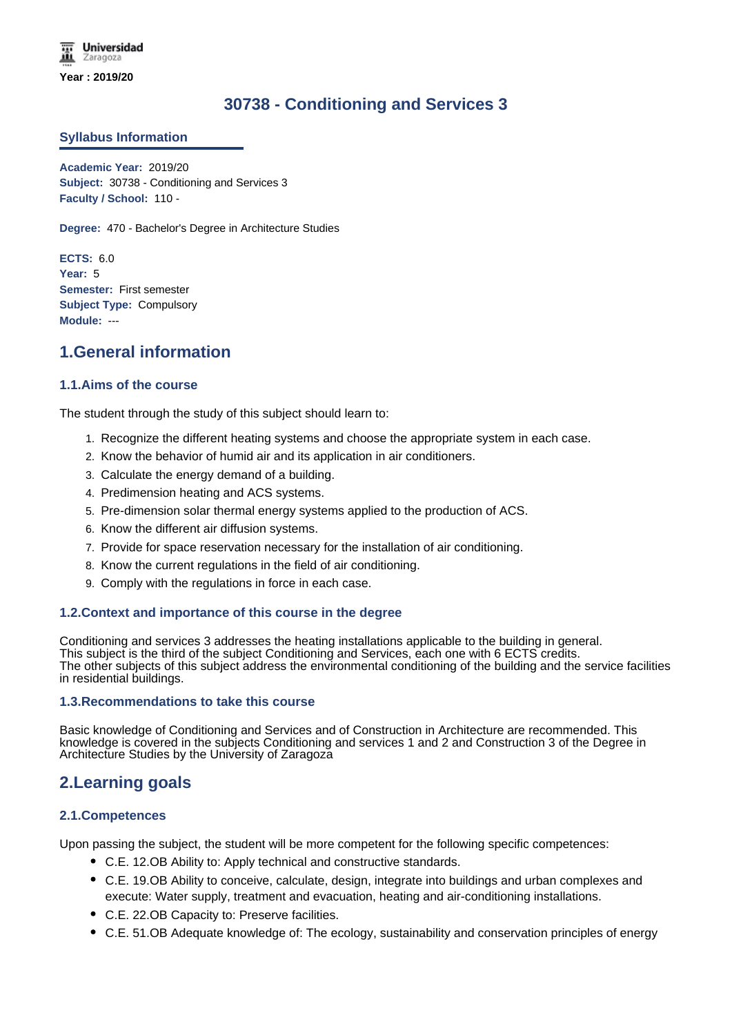Universidad Zaragoza

Year : 2019/20

# 30738 - Conditioning and Services 3

### Syllabus Information

**Academic Year:** 2019/20
**Subject:** 30738 - Conditioning and Services 3
**Faculty / School:** 110 -

**Degree:** 470 - Bachelor's Degree in Architecture Studies

**ECTS:** 6.0
**Year:** 5
**Semester:** First semester
**Subject Type:** Compulsory
**Module:** ---

## 1.General information

### 1.1.Aims of the course

The student through the study of this subject should learn to:

1. Recognize the different heating systems and choose the appropriate system in each case.
2. Know the behavior of humid air and its application in air conditioners.
3. Calculate the energy demand of a building.
4. Predimension heating and ACS systems.
5. Pre-dimension solar thermal energy systems applied to the production of ACS.
6. Know the different air diffusion systems.
7. Provide for space reservation necessary for the installation of air conditioning.
8. Know the current regulations in the field of air conditioning.
9. Comply with the regulations in force in each case.

### 1.2.Context and importance of this course in the degree

Conditioning and services 3 addresses the heating installations applicable to the building in general.
This subject is the third of the subject Conditioning and Services, each one with 6 ECTS credits.
The other subjects of this subject address the environmental conditioning of the building and the service facilities in residential buildings.

### 1.3.Recommendations to take this course

Basic knowledge of Conditioning and Services and of Construction in Architecture are recommended. This knowledge is covered in the subjects Conditioning and services 1 and 2 and Construction 3 of the Degree in Architecture Studies by the University of Zaragoza

## 2.Learning goals

### 2.1.Competences

Upon passing the subject, the student will be more competent for the following specific competences:

- C.E. 12.OB Ability to: Apply technical and constructive standards.
- C.E. 19.OB Ability to conceive, calculate, design, integrate into buildings and urban complexes and execute: Water supply, treatment and evacuation, heating and air-conditioning installations.
- C.E. 22.OB Capacity to: Preserve facilities.
- C.E. 51.OB Adequate knowledge of: The ecology, sustainability and conservation principles of energy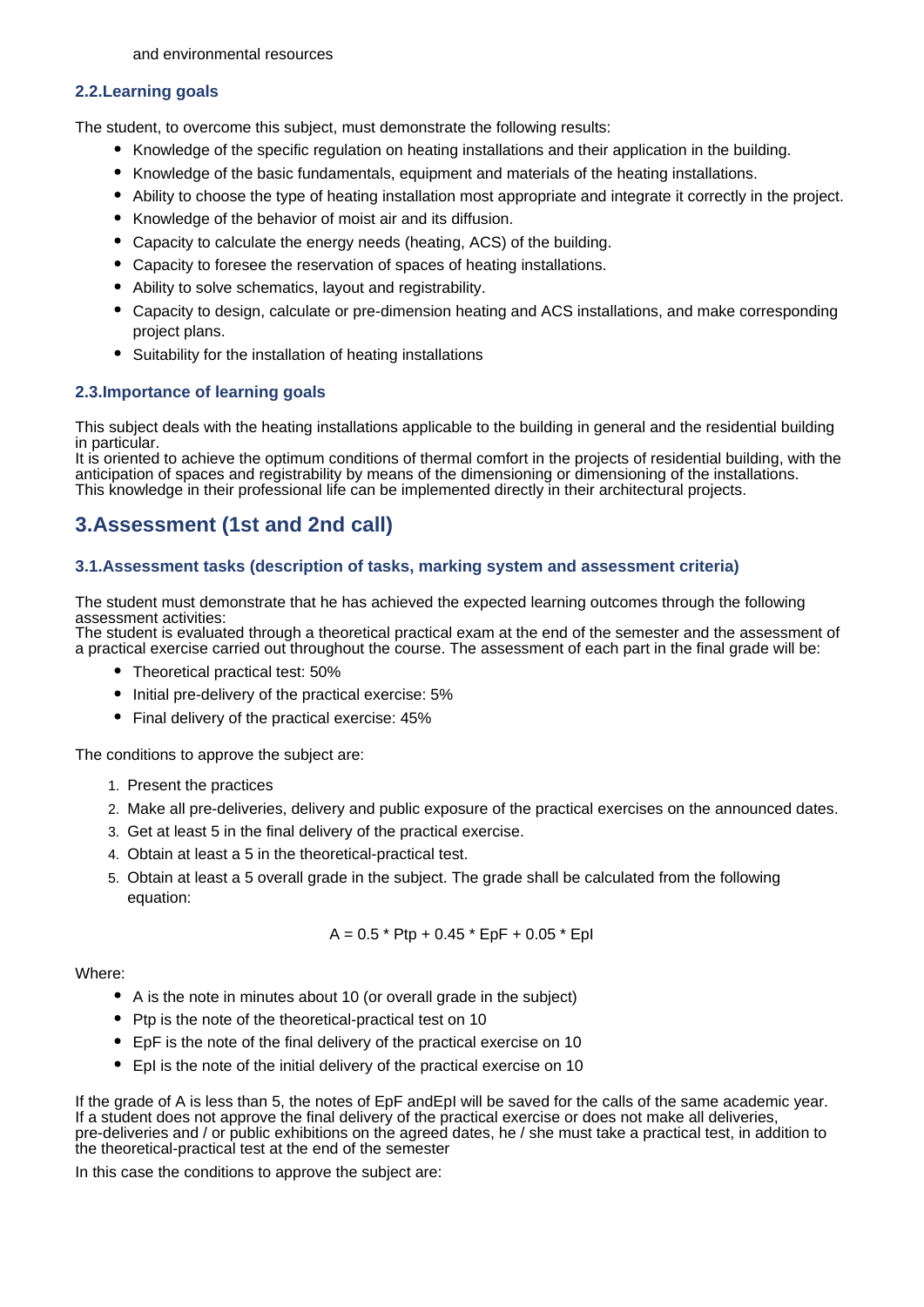and environmental resources

### 2.2.Learning goals

The student, to overcome this subject, must demonstrate the following results:

- Knowledge of the specific regulation on heating installations and their application in the building.
- Knowledge of the basic fundamentals, equipment and materials of the heating installations.
- Ability to choose the type of heating installation most appropriate and integrate it correctly in the project.
- Knowledge of the behavior of moist air and its diffusion.
- Capacity to calculate the energy needs (heating, ACS) of the building.
- Capacity to foresee the reservation of spaces of heating installations.
- Ability to solve schematics, layout and registrability.
- Capacity to design, calculate or pre-dimension heating and ACS installations, and make corresponding project plans.
- Suitability for the installation of heating installations

### 2.3.Importance of learning goals

This subject deals with the heating installations applicable to the building in general and the residential building in particular.
It is oriented to achieve the optimum conditions of thermal comfort in the projects of residential building, with the anticipation of spaces and registrability by means of the dimensioning or dimensioning of the installations.
This knowledge in their professional life can be implemented directly in their architectural projects.

## 3.Assessment (1st and 2nd call)

### 3.1.Assessment tasks (description of tasks, marking system and assessment criteria)

The student must demonstrate that he has achieved the expected learning outcomes through the following assessment activities:
The student is evaluated through a theoretical practical exam at the end of the semester and the assessment of a practical exercise carried out throughout the course. The assessment of each part in the final grade will be:

- Theoretical practical test: 50%
- Initial pre-delivery of the practical exercise: 5%
- Final delivery of the practical exercise: 45%

The conditions to approve the subject are:

1. Present the practices
2. Make all pre-deliveries, delivery and public exposure of the practical exercises on the announced dates.
3. Get at least 5 in the final delivery of the practical exercise.
4. Obtain at least a 5 in the theoretical-practical test.
5. Obtain at least a 5 overall grade in the subject. The grade shall be calculated from the following equation:

$$A = 0.5 * Ptp + 0.45 * EpF + 0.05 * EpI$$

Where:

- A is the note in minutes about 10 (or overall grade in the subject)
- Ptp is the note of the theoretical-practical test on 10
- EpF is the note of the final delivery of the practical exercise on 10
- EpI is the note of the initial delivery of the practical exercise on 10

If the grade of A is less than 5, the notes of EpF andEpI will be saved for the calls of the same academic year.
If a student does not approve the final delivery of the practical exercise or does not make all deliveries, pre-deliveries and / or public exhibitions on the agreed dates, he / she must take a practical test, in addition to the theoretical-practical test at the end of the semester

In this case the conditions to approve the subject are: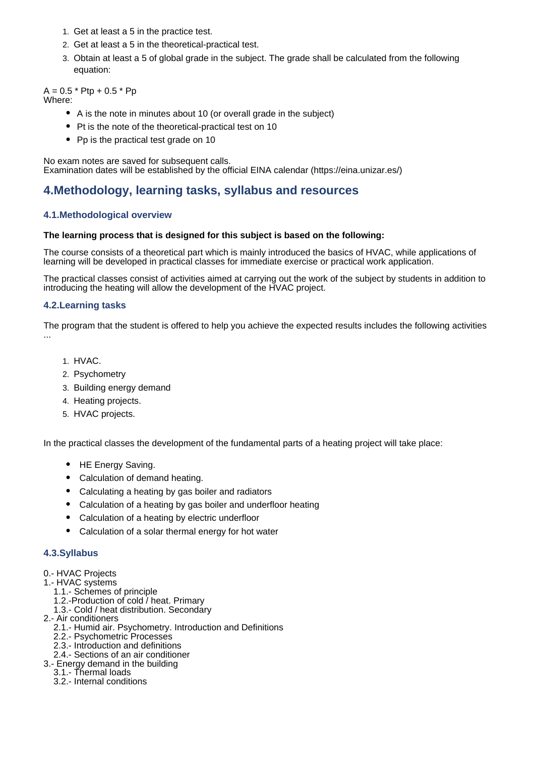1. Get at least a 5 in the practice test.
2. Get at least a 5 in the theoretical-practical test.
3. Obtain at least a 5 of global grade in the subject. The grade shall be calculated from the following equation:

A = 0.5 * Ptp + 0.5 * Pp
Where:

- A is the note in minutes about 10 (or overall grade in the subject)
- Pt is the note of the theoretical-practical test on 10
- Pp is the practical test grade on 10

No exam notes are saved for subsequent calls.
Examination dates will be established by the official EINA calendar (https://eina.unizar.es/)

## 4.Methodology, learning tasks, syllabus and resources

### 4.1.Methodological overview

**The learning process that is designed for this subject is based on the following:**

The course consists of a theoretical part which is mainly introduced the basics of HVAC, while applications of learning will be developed in practical classes for immediate exercise or practical work application.

The practical classes consist of activities aimed at carrying out the work of the subject by students in addition to introducing the heating will allow the development of the HVAC project.

### 4.2.Learning tasks

The program that the student is offered to help you achieve the expected results includes the following activities ...

1. HVAC.
2. Psychometry
3. Building energy demand
4. Heating projects.
5. HVAC projects.

In the practical classes the development of the fundamental parts of a heating project will take place:

- HE Energy Saving.
- Calculation of demand heating.
- Calculating a heating by gas boiler and radiators
- Calculation of a heating by gas boiler and underfloor heating
- Calculation of a heating by electric underfloor
- Calculation of a solar thermal energy for hot water

### 4.3.Syllabus

0.- HVAC Projects
1.- HVAC systems
  1.1.- Schemes of principle
  1.2.-Production of cold / heat. Primary
  1.3.- Cold / heat distribution. Secondary
2.- Air conditioners
  2.1.- Humid air. Psychometry. Introduction and Definitions
  2.2.- Psychometric Processes
  2.3.- Introduction and definitions
  2.4.- Sections of an air conditioner
3.- Energy demand in the building
  3.1.- Thermal loads
  3.2.- Internal conditions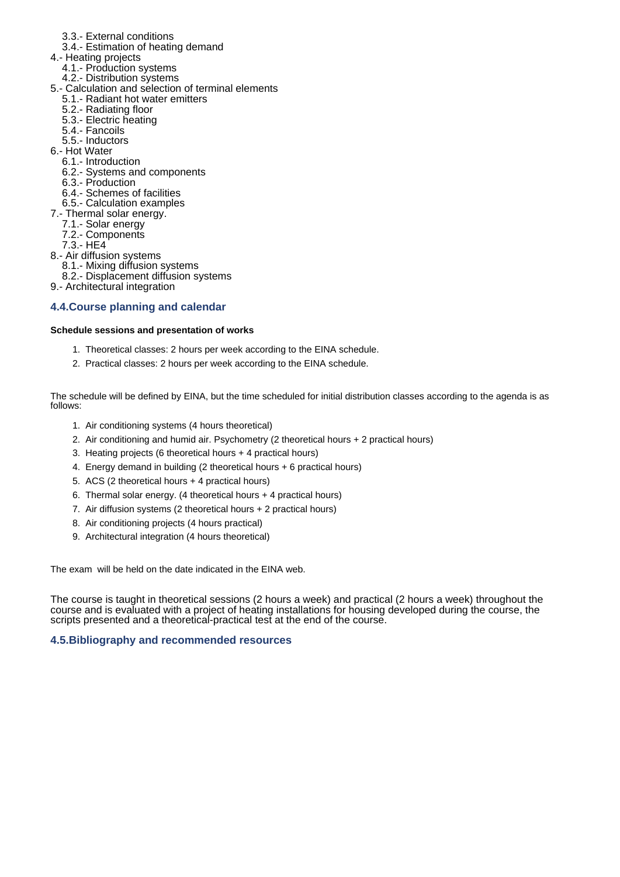- 3.3.- External conditions
- 3.4.- Estimation of heating demand

4.- Heating projects

- 4.1.- Production systems
- 4.2.- Distribution systems

5.- Calculation and selection of terminal elements

- 5.1.- Radiant hot water emitters
- 5.2.- Radiating floor
- 5.3.- Electric heating
- 5.4.- Fancoils
- 5.5.- Inductors

6.- Hot Water

- 6.1.- Introduction
- 6.2.- Systems and components
- 6.3.- Production
- 6.4.- Schemes of facilities
- 6.5.- Calculation examples

7.- Thermal solar energy.

- 7.1.- Solar energy
- 7.2.- Components
- 7.3.- HE4

8.- Air diffusion systems

- 8.1.- Mixing diffusion systems
- 8.2.- Displacement diffusion systems

9.- Architectural integration

## 4.4.Course planning and calendar

**Schedule sessions and presentation of works**

1. Theoretical classes: 2 hours per week according to the EINA schedule.
2. Practical classes: 2 hours per week according to the EINA schedule.

The schedule will be defined by EINA, but the time scheduled for initial distribution classes according to the agenda is as follows:

1. Air conditioning systems (4 hours theoretical)
2. Air conditioning and humid air. Psychometry (2 theoretical hours + 2 practical hours)
3. Heating projects (6 theoretical hours + 4 practical hours)
4. Energy demand in building (2 theoretical hours + 6 practical hours)
5. ACS (2 theoretical hours + 4 practical hours)
6. Thermal solar energy. (4 theoretical hours + 4 practical hours)
7. Air diffusion systems (2 theoretical hours + 2 practical hours)
8. Air conditioning projects (4 hours practical)
9. Architectural integration (4 hours theoretical)

The exam will be held on the date indicated in the EINA web.

The course is taught in theoretical sessions (2 hours a week) and practical (2 hours a week) throughout the course and is evaluated with a project of heating installations for housing developed during the course, the scripts presented and a theoretical-practical test at the end of the course.

## 4.5.Bibliography and recommended resources